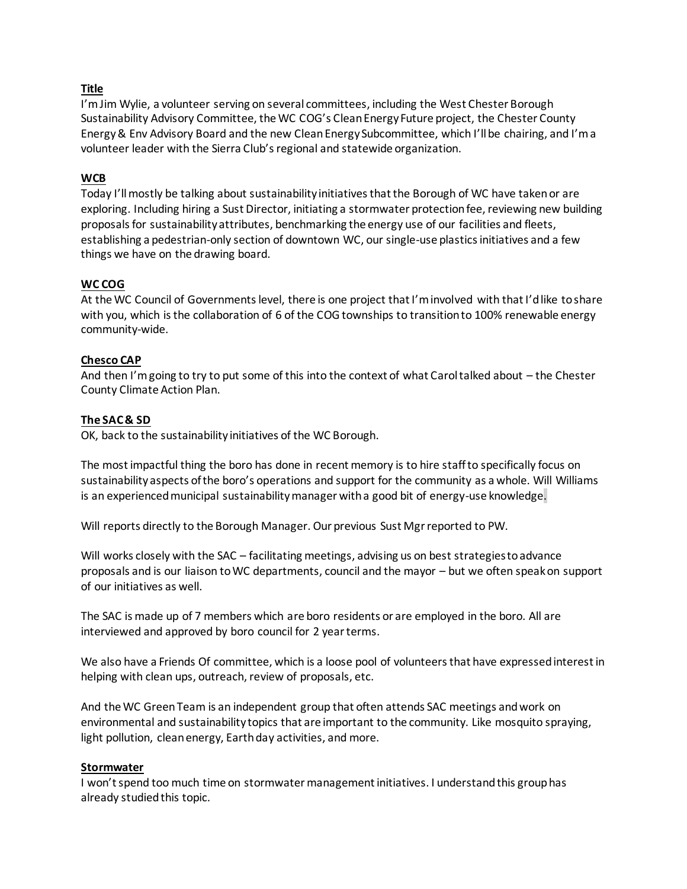**Title**

I'm Jim Wylie, a volunteer serving on several committees, including the West Chester Borough Sustainability Advisory Committee, the WC COG's Clean Energy Future project, the Chester County Energy & Env Advisory Board and the new Clean Energy Subcommittee, which I'll be chairing, and I'm a volunteer leader with the Sierra Club's regional and statewide organization.

**WCB**

Today I'll mostly be talking about sustainability initiatives that the Borough of WC have taken or are exploring. Including hiring a Sust Director, initiating a stormwater protection fee, reviewing new building proposals for sustainability attributes, benchmarking the energy use of our facilities and fleets, establishing a pedestrian-only section of downtown WC, our single-use plastics initiatives and a few things we have on the drawing board.

**WC COG**

At the WC Council of Governments level, there is one project that I'm involved with that I'd like to share with you, which is the collaboration of 6 of the COG townships to transition to 100% renewable energy community-wide.

**Chesco CAP**

And then I'm going to try to put some of this into the context of what Carol talked about – the Chester County Climate Action Plan.

**The SAC & SD**

OK, back to the sustainability initiatives of the WC Borough.

The most impactful thing the boro has done in recent memory is to hire staff to specifically focus on sustainability aspects of the boro's operations and support for the community as a whole. Will Williams is an experienced municipal sustainability manager with a good bit of energy-use knowledge.

Will reports directly to the Borough Manager. Our previous Sust Mgr reported to PW.

Will works closely with the SAC – facilitating meetings, advising us on best strategies to advance proposals and is our liaison to WC departments, council and the mayor – but we often speak on support of our initiatives as well.

The SAC is made up of 7 members which are boro residents or are employed in the boro. All are interviewed and approved by boro council for 2 year terms.

We also have a Friends Of committee, which is a loose pool of volunteers that have expressed interest in helping with clean ups, outreach, review of proposals, etc.

And the WC Green Team is an independent group that often attends SAC meetings and work on environmental and sustainability topics that are important to the community. Like mosquito spraying, light pollution, clean energy, Earth day activities, and more.

**Stormwater**

I won't spend too much time on stormwater management initiatives. I understand this group has already studied this topic.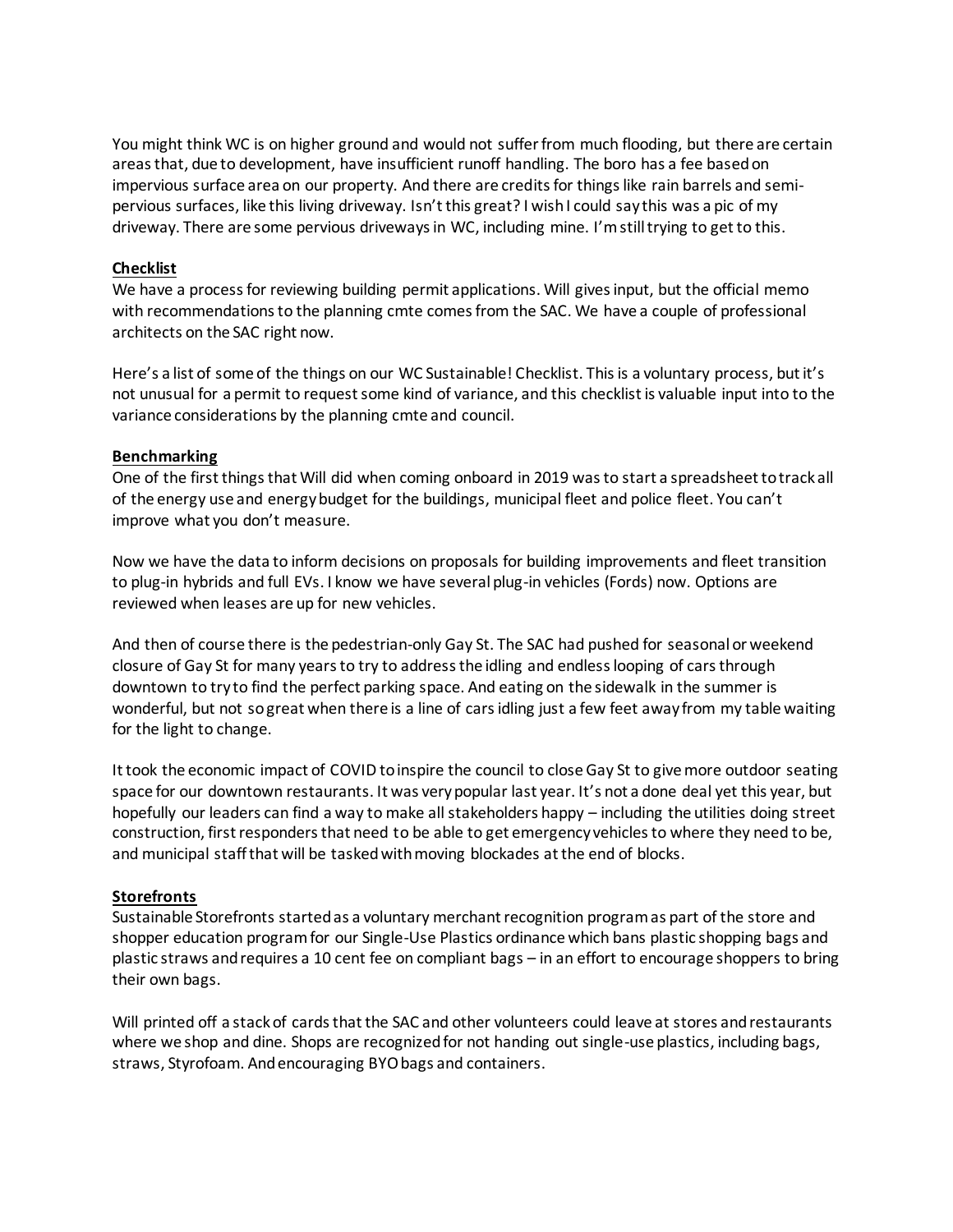You might think WC is on higher ground and would not suffer from much flooding, but there are certain areas that, due to development, have insufficient runoff handling. The boro has a fee based on impervious surface area on our property. And there are credits for things like rain barrels and semi-pervious surfaces, like this living driveway. Isn't this great? I wish I could say this was a pic of my driveway. There are some pervious driveways in WC, including mine. I'm still trying to get to this.

**Checklist**

We have a process for reviewing building permit applications. Will gives input, but the official memo with recommendations to the planning cmte comes from the SAC. We have a couple of professional architects on the SAC right now.

Here's a list of some of the things on our WC Sustainable! Checklist. This is a voluntary process, but it's not unusual for a permit to request some kind of variance, and this checklist is valuable input into to the variance considerations by the planning cmte and council.

**Benchmarking**

One of the first things that Will did when coming onboard in 2019 was to start a spreadsheet to track all of the energy use and energy budget for the buildings, municipal fleet and police fleet. You can't improve what you don't measure.

Now we have the data to inform decisions on proposals for building improvements and fleet transition to plug-in hybrids and full EVs. I know we have several plug-in vehicles (Fords) now. Options are reviewed when leases are up for new vehicles.

And then of course there is the pedestrian-only Gay St. The SAC had pushed for seasonal or weekend closure of Gay St for many years to try to address the idling and endless looping of cars through downtown to try to find the perfect parking space. And eating on the sidewalk in the summer is wonderful, but not so great when there is a line of cars idling just a few feet away from my table waiting for the light to change.

It took the economic impact of COVID to inspire the council to close Gay St to give more outdoor seating space for our downtown restaurants. It was very popular last year. It's not a done deal yet this year, but hopefully our leaders can find a way to make all stakeholders happy – including the utilities doing street construction, first responders that need to be able to get emergency vehicles to where they need to be, and municipal staff that will be tasked with moving blockades at the end of blocks.

**Storefronts**

Sustainable Storefronts started as a voluntary merchant recognition program as part of the store and shopper education program for our Single-Use Plastics ordinance which bans plastic shopping bags and plastic straws and requires a 10 cent fee on compliant bags – in an effort to encourage shoppers to bring their own bags.

Will printed off a stack of cards that the SAC and other volunteers could leave at stores and restaurants where we shop and dine. Shops are recognized for not handing out single-use plastics, including bags, straws, Styrofoam. And encouraging BYO bags and containers.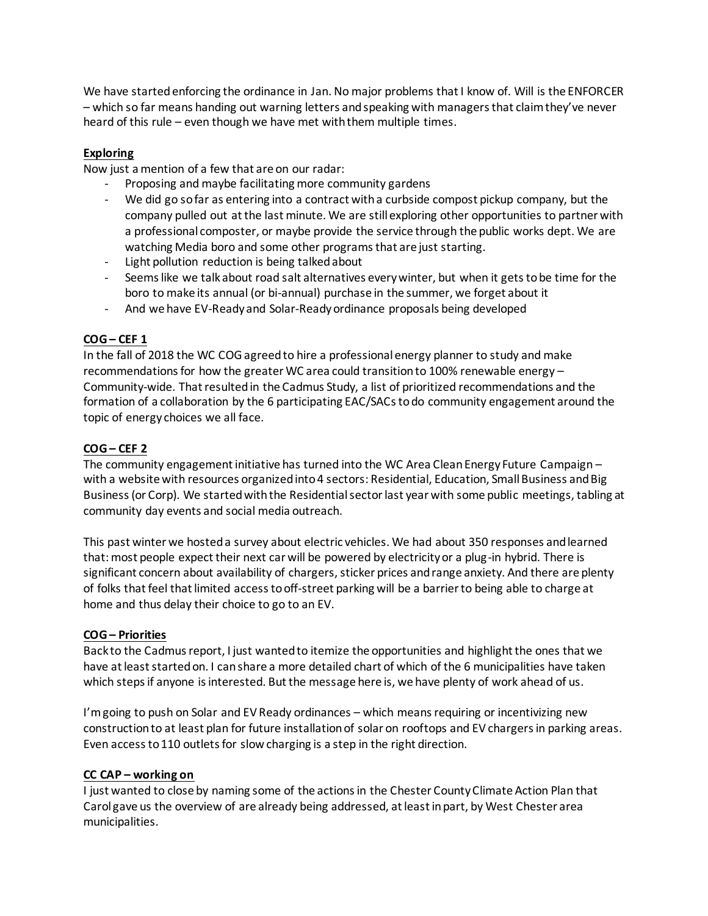We have started enforcing the ordinance in Jan. No major problems that I know of. Will is the ENFORCER – which so far means handing out warning letters and speaking with managers that claim they've never heard of this rule – even though we have met with them multiple times.

**Exploring**

Now just a mention of a few that are on our radar:

- Proposing and maybe facilitating more community gardens
- We did go so far as entering into a contract with a curbside compost pickup company, but the company pulled out at the last minute. We are still exploring other opportunities to partner with a professional composter, or maybe provide the service through the public works dept. We are watching Media boro and some other programs that are just starting.
- Light pollution reduction is being talked about
- Seems like we talk about road salt alternatives every winter, but when it gets to be time for the boro to make its annual (or bi-annual) purchase in the summer, we forget about it
- And we have EV-Ready and Solar-Ready ordinance proposals being developed

**COG – CEF 1**

In the fall of 2018 the WC COG agreed to hire a professional energy planner to study and make recommendations for how the greater WC area could transition to 100% renewable energy – Community-wide. That resulted in the Cadmus Study, a list of prioritized recommendations and the formation of a collaboration by the 6 participating EAC/SACs to do community engagement around the topic of energy choices we all face.

**COG – CEF 2**

The community engagement initiative has turned into the WC Area Clean Energy Future Campaign – with a website with resources organized into 4 sectors: Residential, Education, Small Business and Big Business (or Corp). We started with the Residential sector last year with some public meetings, tabling at community day events and social media outreach.

This past winter we hosted a survey about electric vehicles. We had about 350 responses and learned that: most people expect their next car will be powered by electricity or a plug-in hybrid. There is significant concern about availability of chargers, sticker prices and range anxiety. And there are plenty of folks that feel that limited access to off-street parking will be a barrier to being able to charge at home and thus delay their choice to go to an EV.

**COG – Priorities**

Back to the Cadmus report, I just wanted to itemize the opportunities and highlight the ones that we have at least started on. I can share a more detailed chart of which of the 6 municipalities have taken which steps if anyone is interested. But the message here is, we have plenty of work ahead of us.

I'm going to push on Solar and EV Ready ordinances – which means requiring or incentivizing new construction to at least plan for future installation of solar on rooftops and EV chargers in parking areas. Even access to 110 outlets for slow charging is a step in the right direction.

**CC CAP – working on**

I just wanted to close by naming some of the actions in the Chester County Climate Action Plan that Carol gave us the overview of are already being addressed, at least in part, by West Chester area municipalities.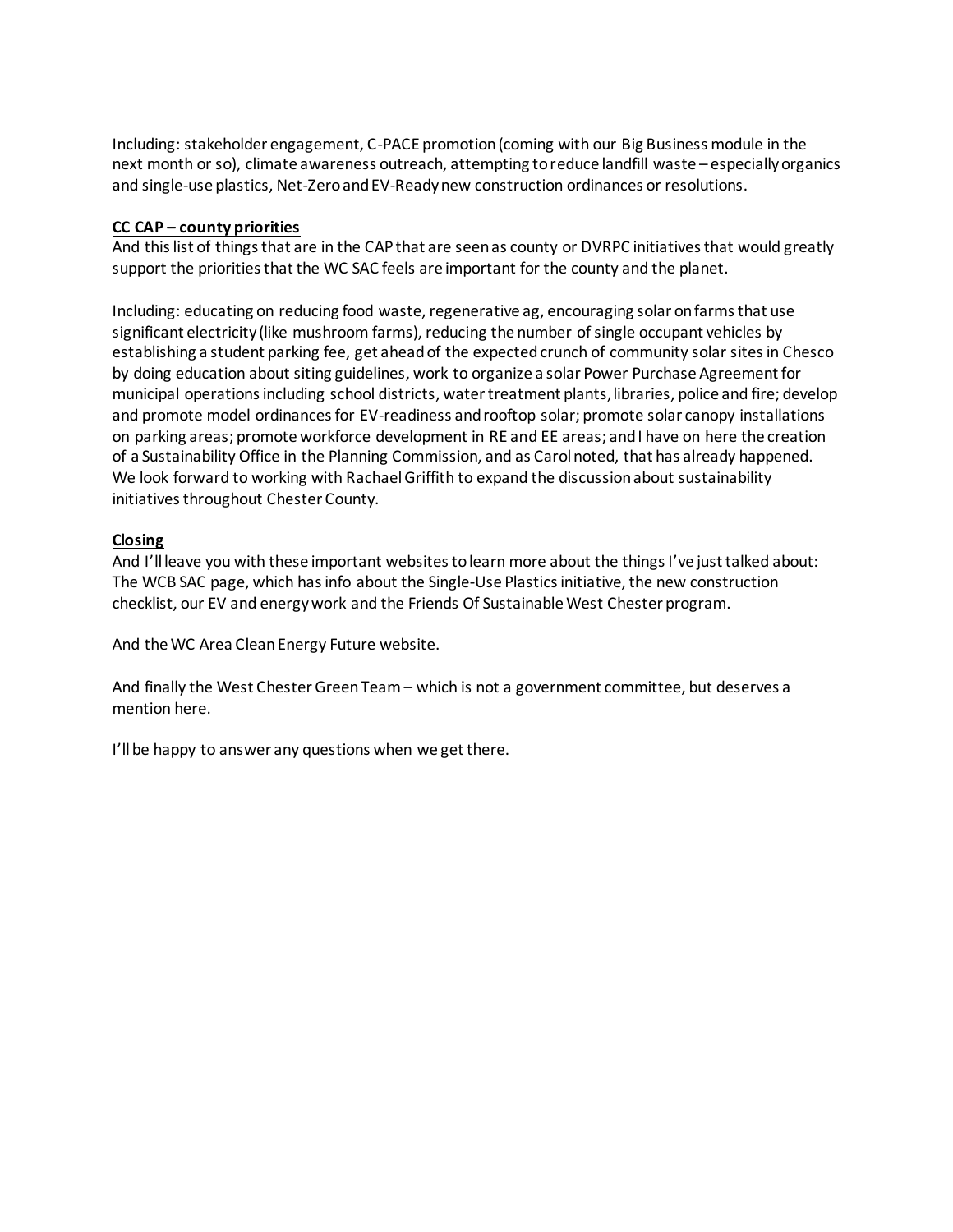Including: stakeholder engagement, C-PACE promotion (coming with our Big Business module in the next month or so), climate awareness outreach, attempting to reduce landfill waste – especially organics and single-use plastics, Net-Zero and EV-Ready new construction ordinances or resolutions.

**<u>CC CAP – county priorities</u>**

And this list of things that are in the CAP that are seen as county or DVRPC initiatives that would greatly support the priorities that the WC SAC feels are important for the county and the planet.

Including: educating on reducing food waste, regenerative ag, encouraging solar on farms that use significant electricity (like mushroom farms), reducing the number of single occupant vehicles by establishing a student parking fee, get ahead of the expected crunch of community solar sites in Chesco by doing education about siting guidelines, work to organize a solar Power Purchase Agreement for municipal operations including school districts, water treatment plants, libraries, police and fire; develop and promote model ordinances for EV-readiness and rooftop solar; promote solar canopy installations on parking areas; promote workforce development in RE and EE areas; and I have on here the creation of a Sustainability Office in the Planning Commission, and as Carol noted, that has already happened. We look forward to working with Rachael Griffith to expand the discussion about sustainability initiatives throughout Chester County.

**<u>Closing</u>**

And I'll leave you with these important websites to learn more about the things I've just talked about: The WCB SAC page, which has info about the Single-Use Plastics initiative, the new construction checklist, our EV and energy work and the Friends Of Sustainable West Chester program.

And the WC Area Clean Energy Future website.

And finally the West Chester Green Team – which is not a government committee, but deserves a mention here.

I'll be happy to answer any questions when we get there.